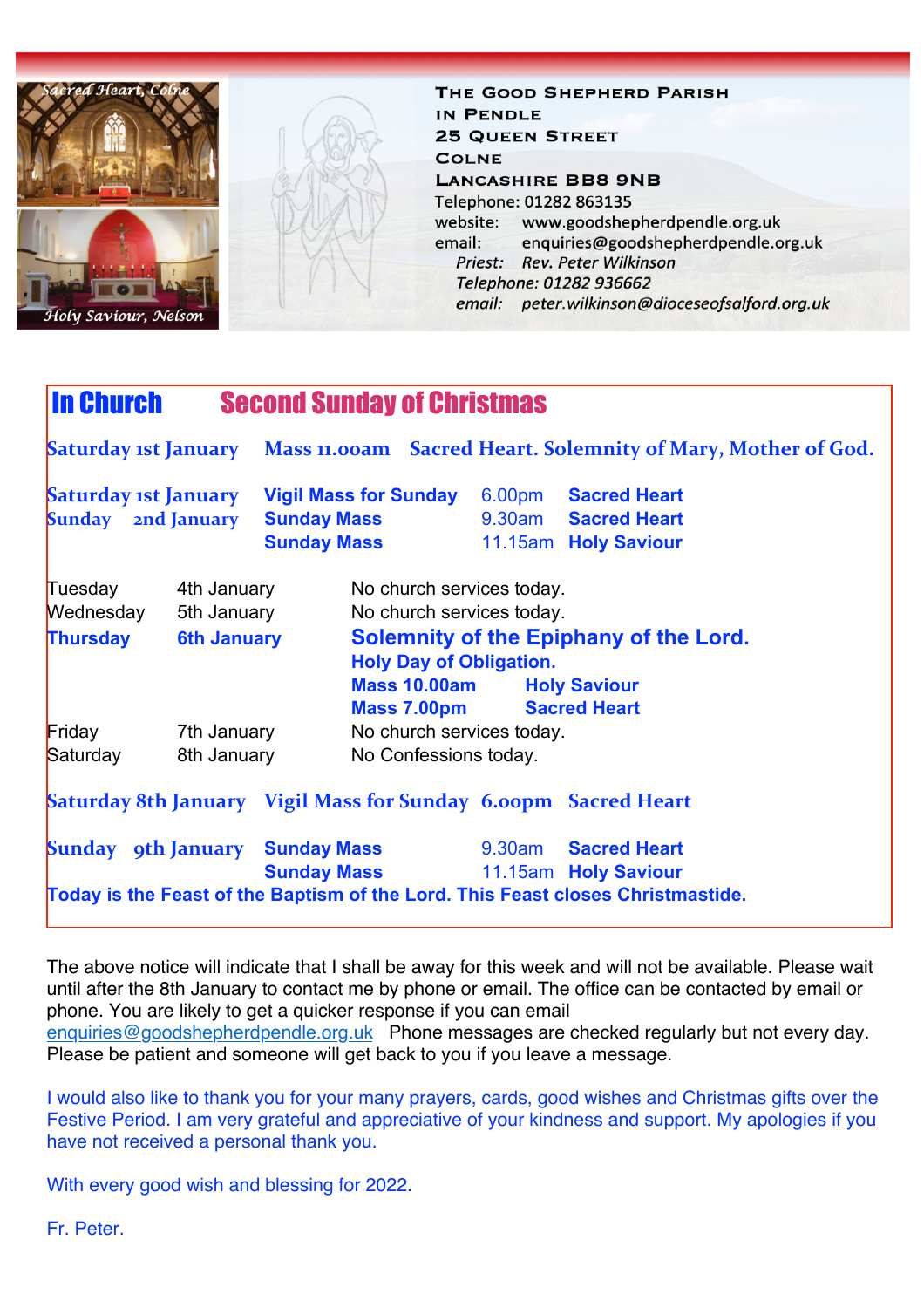Sacred Heart, Colne

Holy Saviour, Nelson

**THE GOOD SHEPHERD PARISH**
**IN PENDLE**
**25 QUEEN STREET**
**COLNE**
**LANCASHIRE BB8 9NB**

Telephone: 01282 863135
website: www.goodshepherdpendle.org.uk
email: enquiries@goodshepherdpendle.org.uk

*Priest: Rev. Peter Wilkinson*
*Telephone: 01282 936662*
*email: peter.wilkinson@dioceseofsalford.org.uk*

## In Church — Second Sunday of Christmas

**Saturday 1st January** **Mass 11.00am** **Sacred Heart. Solemnity of Mary, Mother of God.**

| | | | |
|---|---|---|---|
| **Saturday 1st January** | **Vigil Mass for Sunday** | 6.00pm | **Sacred Heart** |
| **Sunday 2nd January** | **Sunday Mass** | 9.30am | **Sacred Heart** |
| | **Sunday Mass** | 11.15am | **Holy Saviour** |

| | | |
|---|---|---|
| Tuesday | 4th January | No church services today. |
| Wednesday | 5th January | No church services today. |
| **Thursday** | **6th January** | **Solemnity of the Epiphany of the Lord.** **Holy Day of Obligation.** |
| | | **Mass 10.00am** **Holy Saviour** |
| | | **Mass 7.00pm** **Sacred Heart** |
| Friday | 7th January | No church services today. |
| Saturday | 8th January | No Confessions today. |

**Saturday 8th January** **Vigil Mass for Sunday** **6.00pm** **Sacred Heart**

| | | | |
|---|---|---|---|
| **Sunday 9th January** | **Sunday Mass** | 9.30am | **Sacred Heart** |
| | **Sunday Mass** | 11.15am | **Holy Saviour** |

**Today is the Feast of the Baptism of the Lord. This Feast closes Christmastide.**

The above notice will indicate that I shall be away for this week and will not be available. Please wait until after the 8th January to contact me by phone or email. The office can be contacted by email or phone. You are likely to get a quicker response if you can email enquiries@goodshepherdpendle.org.uk Phone messages are checked regularly but not every day. Please be patient and someone will get back to you if you leave a message.

I would also like to thank you for your many prayers, cards, good wishes and Christmas gifts over the Festive Period. I am very grateful and appreciative of your kindness and support. My apologies if you have not received a personal thank you.

With every good wish and blessing for 2022.

Fr. Peter.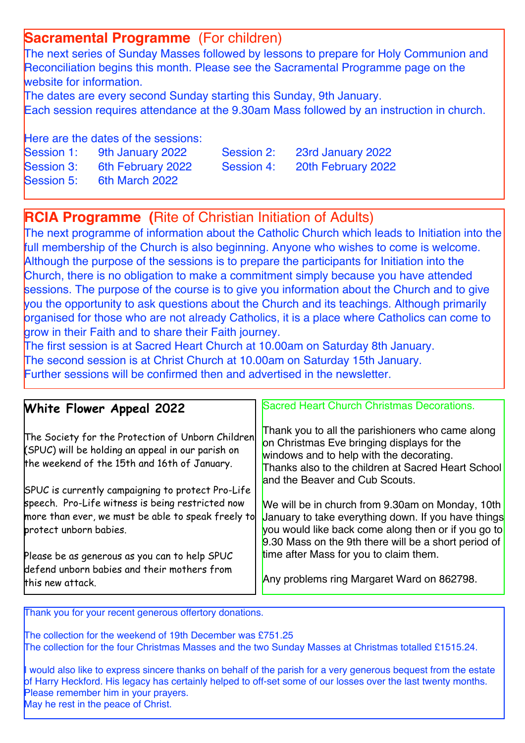## Sacramental Programme (For children)

The next series of Sunday Masses followed by lessons to prepare for Holy Communion and Reconciliation begins this month. Please see the Sacramental Programme page on the website for information.

The dates are every second Sunday starting this Sunday, 9th January.

Each session requires attendance at the 9.30am Mass followed by an instruction in church.

Here are the dates of the sessions:

| | | | |
|---|---|---|---|
| Session 1: | 9th January 2022 | Session 2: | 23rd January 2022 |
| Session 3: | 6th February 2022 | Session 4: | 20th February 2022 |
| Session 5: | 6th March 2022 | | |

## RCIA Programme (Rite of Christian Initiation of Adults)

The next programme of information about the Catholic Church which leads to Initiation into the full membership of the Church is also beginning. Anyone who wishes to come is welcome. Although the purpose of the sessions is to prepare the participants for Initiation into the Church, there is no obligation to make a commitment simply because you have attended sessions. The purpose of the course is to give you information about the Church and to give you the opportunity to ask questions about the Church and its teachings. Although primarily organised for those who are not already Catholics, it is a place where Catholics can come to grow in their Faith and to share their Faith journey.

The first session is at Sacred Heart Church at 10.00am on Saturday 8th January.

The second session is at Christ Church at 10.00am on Saturday 15th January.

Further sessions will be confirmed then and advertised in the newsletter.

## White Flower Appeal 2022

The Society for the Protection of Unborn Children (SPUC) will be holding an appeal in our parish on the weekend of the 15th and 16th of January.

SPUC is currently campaigning to protect Pro-Life speech. Pro-Life witness is being restricted now more than ever, we must be able to speak freely to protect unborn babies.

Please be as generous as you can to help SPUC defend unborn babies and their mothers from this new attack.

## Sacred Heart Church Christmas Decorations.

Thank you to all the parishioners who came along on Christmas Eve bringing displays for the windows and to help with the decorating.

Thanks also to the children at Sacred Heart School and the Beaver and Cub Scouts.

We will be in church from 9.30am on Monday, 10th January to take everything down. If you have things you would like back come along then or if you go to 9.30 Mass on the 9th there will be a short period of time after Mass for you to claim them.

Any problems ring Margaret Ward on 862798.

---

Thank you for your recent generous offertory donations.

The collection for the weekend of 19th December was £751.25

The collection for the four Christmas Masses and the two Sunday Masses at Christmas totalled £1515.24.

I would also like to express sincere thanks on behalf of the parish for a very generous bequest from the estate of Harry Heckford. His legacy has certainly helped to off-set some of our losses over the last twenty months. Please remember him in your prayers.

May he rest in the peace of Christ.